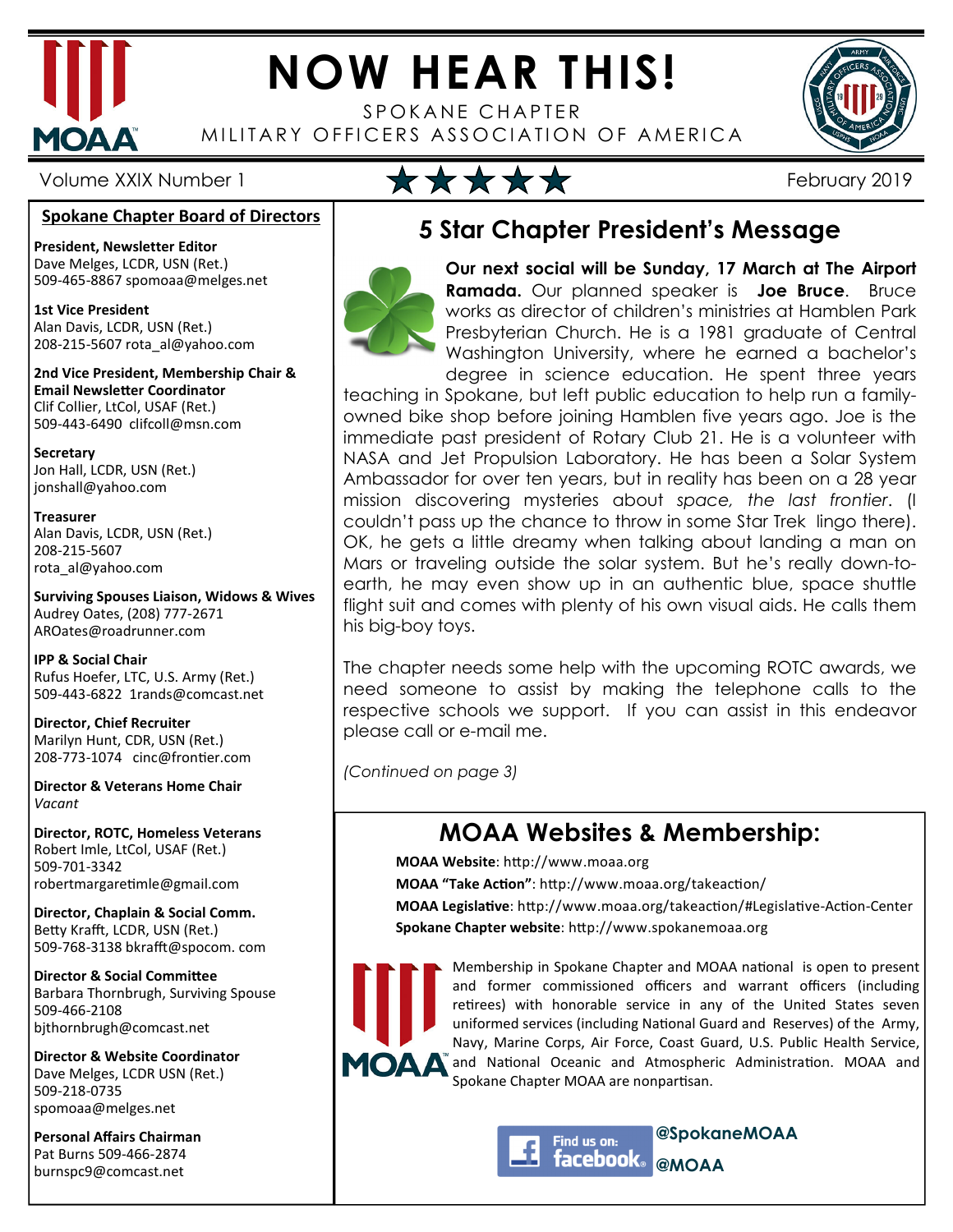# NOW HEAR THIS!

SPOKANE CHAPTER
MILITARY OFFICERS ASSOCIATION OF AMERICA

Volume XXIX Number 1 ★★★★★ February 2019

## Spokane Chapter Board of Directors

**President, Newsletter Editor**
Dave Melges, LCDR, USN (Ret.)
509-465-8867 spomoaa@melges.net

**1st Vice President**
Alan Davis, LCDR, USN (Ret.)
208-215-5607 rota_al@yahoo.com

**2nd Vice President, Membership Chair & Email Newsletter Coordinator**
Clif Collier, LtCol, USAF (Ret.)
509-443-6490 clifcoll@msn.com

**Secretary**
Jon Hall, LCDR, USN (Ret.)
jonshall@yahoo.com

**Treasurer**
Alan Davis, LCDR, USN (Ret.)
208-215-5607
rota_al@yahoo.com

**Surviving Spouses Liaison, Widows & Wives**
Audrey Oates, (208) 777-2671
AROates@roadrunner.com

**IPP & Social Chair**
Rufus Hoefer, LTC, U.S. Army (Ret.)
509-443-6822 1rands@comcast.net

**Director, Chief Recruiter**
Marilyn Hunt, CDR, USN (Ret.)
208-773-1074 cinc@frontier.com

**Director & Veterans Home Chair**
*Vacant*

**Director, ROTC, Homeless Veterans**
Robert Imle, LtCol, USAF (Ret.)
509-701-3342
robertmargaretimle@gmail.com

**Director, Chaplain & Social Comm.**
Betty Krafft, LCDR, USN (Ret.)
509-768-3138 bkrafft@spocom. com

**Director & Social Committee**
Barbara Thornbrugh, Surviving Spouse
509-466-2108
bjthornbrugh@comcast.net

**Director & Website Coordinator**
Dave Melges, LCDR USN (Ret.)
509-218-0735
spomoaa@melges.net

**Personal Affairs Chairman**
Pat Burns 509-466-2874
burnspc9@comcast.net

## 5 Star Chapter President's Message

**Our next social will be Sunday, 17 March at The Airport Ramada.** Our planned speaker is **Joe Bruce**. Bruce works as director of children's ministries at Hamblen Park Presbyterian Church. He is a 1981 graduate of Central Washington University, where he earned a bachelor's degree in science education. He spent three years teaching in Spokane, but left public education to help run a family-owned bike shop before joining Hamblen five years ago. Joe is the immediate past president of Rotary Club 21. He is a volunteer with NASA and Jet Propulsion Laboratory. He has been a Solar System Ambassador for over ten years, but in reality has been on a 28 year mission discovering mysteries about *space, the last frontier*. (I couldn't pass up the chance to throw in some Star Trek lingo there). OK, he gets a little dreamy when talking about landing a man on Mars or traveling outside the solar system. But he's really down-to-earth, he may even show up in an authentic blue, space shuttle flight suit and comes with plenty of his own visual aids. He calls them his big-boy toys.

The chapter needs some help with the upcoming ROTC awards, we need someone to assist by making the telephone calls to the respective schools we support. If you can assist in this endeavor please call or e-mail me.

*(Continued on page 3)*

## MOAA Websites & Membership:

**MOAA Website**: http://www.moaa.org
**MOAA "Take Action"**: http://www.moaa.org/takeaction/
**MOAA Legislative**: http://www.moaa.org/takeaction/#Legislative-Action-Center
**Spokane Chapter website**: http://www.spokanemoaa.org

Membership in Spokane Chapter and MOAA national is open to present and former commissioned officers and warrant officers (including retirees) with honorable service in any of the United States seven uniformed services (including National Guard and Reserves) of the Army, Navy, Marine Corps, Air Force, Coast Guard, U.S. Public Health Service, and National Oceanic and Atmospheric Administration. MOAA and Spokane Chapter MOAA are nonpartisan.

Find us on: facebook **@SpokaneMOAA** **@MOAA**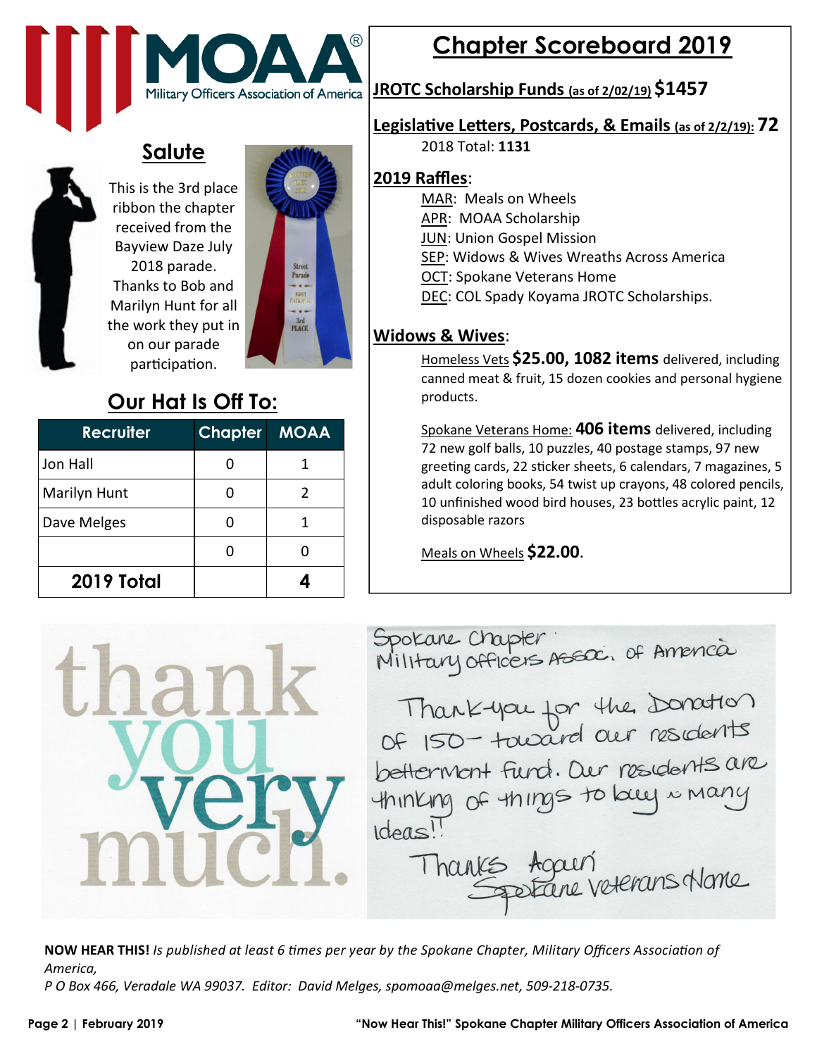MOAA® Military Officers Association of America

## Salute

This is the 3rd place ribbon the chapter received from the Bayview Daze July 2018 parade. Thanks to Bob and Marilyn Hunt for all the work they put in on our parade participation.

## Our Hat Is Off To:

| Recruiter | Chapter | MOAA |
|---|---|---|
| Jon Hall | 0 | 1 |
| Marilyn Hunt | 0 | 2 |
| Dave Melges | 0 | 1 |
| | 0 | 0 |
| **2019 Total** | | **4** |

## Chapter Scoreboard 2019

**JROTC Scholarship Funds (as of 2/02/19) $1457**

**Legislative Letters, Postcards, & Emails (as of 2/2/19): 72**

2018 Total: **1131**

**2019 Raffles**:

- MAR: Meals on Wheels
- APR: MOAA Scholarship
- JUN: Union Gospel Mission
- SEP: Widows & Wives Wreaths Across America
- OCT: Spokane Veterans Home
- DEC: COL Spady Koyama JROTC Scholarships.

**Widows & Wives**:

Homeless Vets **$25.00, 1082 items** delivered, including canned meat & fruit, 15 dozen cookies and personal hygiene products.

Spokane Veterans Home: **406 items** delivered, including 72 new golf balls, 10 puzzles, 40 postage stamps, 97 new greeting cards, 22 sticker sheets, 6 calendars, 7 magazines, 5 adult coloring books, 54 twist up crayons, 48 colored pencils, 10 unfinished wood bird houses, 23 bottles acrylic paint, 12 disposable razors

Meals on Wheels **$22.00**.

thank you very much.

Spokane Chapter
Military Officers Assoc. of America

Thank-you for the Donation of 150- toward our residents betterment fund. Our residents are thinking of things to buy ~ many ideas!!

Thanks Again
Spokane Veterans Home

**NOW HEAR THIS!** *Is published at least 6 times per year by the Spokane Chapter, Military Officers Association of America,*
*P O Box 466, Veradale WA 99037. Editor: David Melges, spomoaa@melges.net, 509-218-0735.*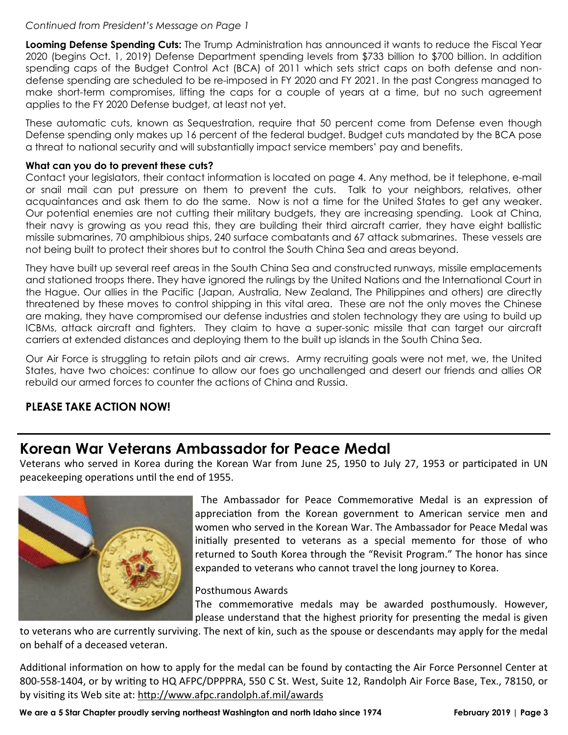*Continued from President's Message on Page 1*

**Looming Defense Spending Cuts:** The Trump Administration has announced it wants to reduce the Fiscal Year 2020 (begins Oct. 1, 2019) Defense Department spending levels from $733 billion to $700 billion. In addition spending caps of the Budget Control Act (BCA) of 2011 which sets strict caps on both defense and non-defense spending are scheduled to be re-imposed in FY 2020 and FY 2021. In the past Congress managed to make short-term compromises, lifting the caps for a couple of years at a time, but no such agreement applies to the FY 2020 Defense budget, at least not yet.

These automatic cuts, known as Sequestration, require that 50 percent come from Defense even though Defense spending only makes up 16 percent of the federal budget. Budget cuts mandated by the BCA pose a threat to national security and will substantially impact service members' pay and benefits.

**What can you do to prevent these cuts?**
Contact your legislators, their contact information is located on page 4. Any method, be it telephone, e-mail or snail mail can put pressure on them to prevent the cuts. Talk to your neighbors, relatives, other acquaintances and ask them to do the same. Now is not a time for the United States to get any weaker. Our potential enemies are not cutting their military budgets, they are increasing spending. Look at China, their navy is growing as you read this, they are building their third aircraft carrier, they have eight ballistic missile submarines, 70 amphibious ships, 240 surface combatants and 67 attack submarines. These vessels are not being built to protect their shores but to control the South China Sea and areas beyond.

They have built up several reef areas in the South China Sea and constructed runways, missile emplacements and stationed troops there. They have ignored the rulings by the United Nations and the International Court in the Hague. Our allies in the Pacific (Japan, Australia, New Zealand, The Philippines and others) are directly threatened by these moves to control shipping in this vital area. These are not the only moves the Chinese are making, they have compromised our defense industries and stolen technology they are using to build up ICBMs, attack aircraft and fighters. They claim to have a super-sonic missile that can target our aircraft carriers at extended distances and deploying them to the built up islands in the South China Sea.

Our Air Force is struggling to retain pilots and air crews. Army recruiting goals were not met, we, the United States, have two choices: continue to allow our foes go unchallenged and desert our friends and allies OR rebuild our armed forces to counter the actions of China and Russia.

**PLEASE TAKE ACTION NOW!**

## Korean War Veterans Ambassador for Peace Medal

Veterans who served in Korea during the Korean War from June 25, 1950 to July 27, 1953 or participated in UN peacekeeping operations until the end of 1955.

The Ambassador for Peace Commemorative Medal is an expression of appreciation from the Korean government to American service men and women who served in the Korean War. The Ambassador for Peace Medal was initially presented to veterans as a special memento for those of who returned to South Korea through the "Revisit Program." The honor has since expanded to veterans who cannot travel the long journey to Korea.

Posthumous Awards

The commemorative medals may be awarded posthumously. However, please understand that the highest priority for presenting the medal is given to veterans who are currently surviving. The next of kin, such as the spouse or descendants may apply for the medal on behalf of a deceased veteran.

Additional information on how to apply for the medal can be found by contacting the Air Force Personnel Center at 800-558-1404, or by writing to HQ AFPC/DPPPRA, 550 C St. West, Suite 12, Randolph Air Force Base, Tex., 78150, or by visiting its Web site at: http://www.afpc.randolph.af.mil/awards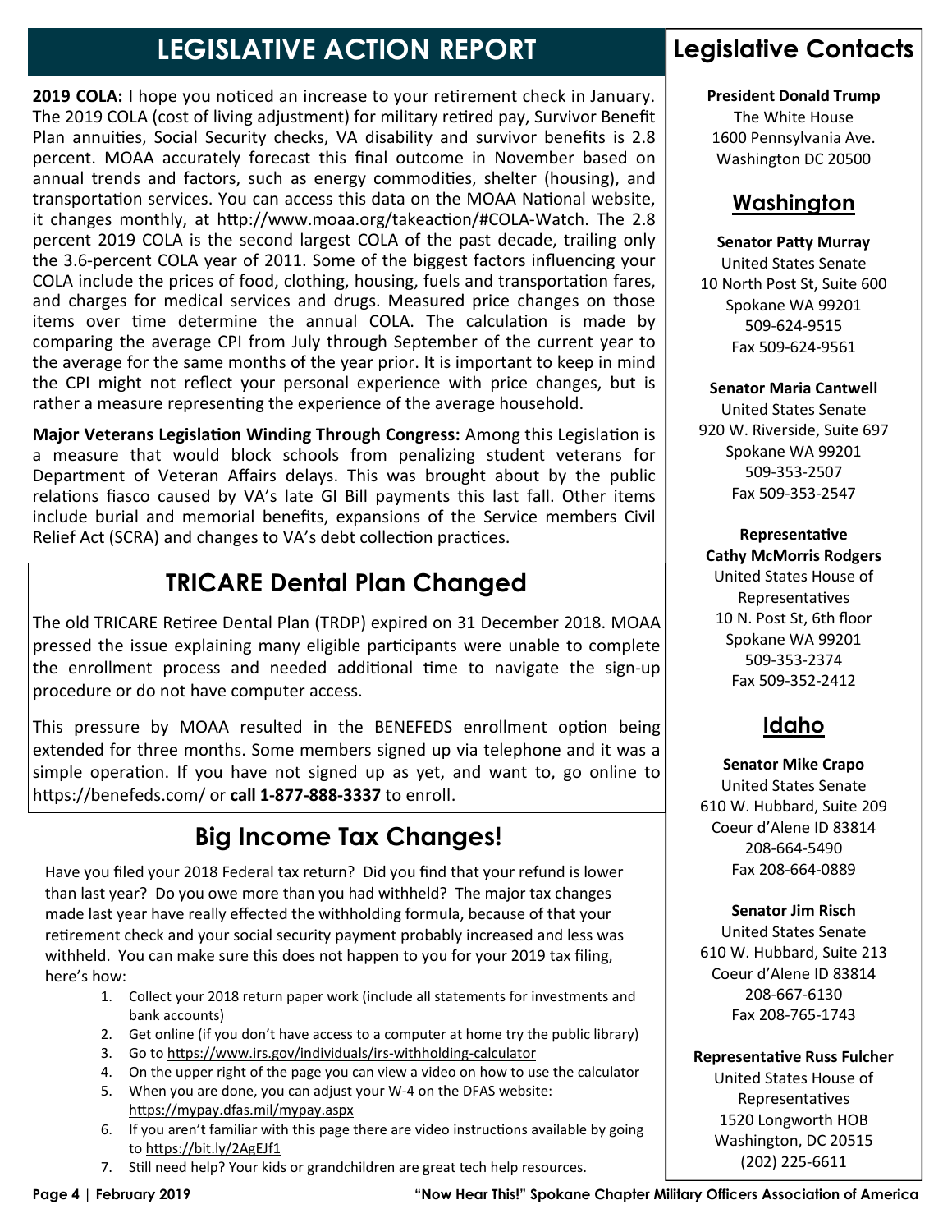# LEGISLATIVE ACTION REPORT

**2019 COLA:** I hope you noticed an increase to your retirement check in January. The 2019 COLA (cost of living adjustment) for military retired pay, Survivor Benefit Plan annuities, Social Security checks, VA disability and survivor benefits is 2.8 percent. MOAA accurately forecast this final outcome in November based on annual trends and factors, such as energy commodities, shelter (housing), and transportation services. You can access this data on the MOAA National website, it changes monthly, at http://www.moaa.org/takeaction/#COLA-Watch. The 2.8 percent 2019 COLA is the second largest COLA of the past decade, trailing only the 3.6-percent COLA year of 2011. Some of the biggest factors influencing your COLA include the prices of food, clothing, housing, fuels and transportation fares, and charges for medical services and drugs. Measured price changes on those items over time determine the annual COLA. The calculation is made by comparing the average CPI from July through September of the current year to the average for the same months of the year prior. It is important to keep in mind the CPI might not reflect your personal experience with price changes, but is rather a measure representing the experience of the average household.

**Major Veterans Legislation Winding Through Congress:** Among this Legislation is a measure that would block schools from penalizing student veterans for Department of Veteran Affairs delays. This was brought about by the public relations fiasco caused by VA's late GI Bill payments this last fall. Other items include burial and memorial benefits, expansions of the Service members Civil Relief Act (SCRA) and changes to VA's debt collection practices.

## TRICARE Dental Plan Changed

The old TRICARE Retiree Dental Plan (TRDP) expired on 31 December 2018. MOAA pressed the issue explaining many eligible participants were unable to complete the enrollment process and needed additional time to navigate the sign-up procedure or do not have computer access.

This pressure by MOAA resulted in the BENEFEDS enrollment option being extended for three months. Some members signed up via telephone and it was a simple operation. If you have not signed up as yet, and want to, go online to https://benefeds.com/ or **call 1-877-888-3337** to enroll.

## Big Income Tax Changes!

Have you filed your 2018 Federal tax return? Did you find that your refund is lower than last year? Do you owe more than you had withheld? The major tax changes made last year have really effected the withholding formula, because of that your retirement check and your social security payment probably increased and less was withheld. You can make sure this does not happen to you for your 2019 tax filing, here's how:

1. Collect your 2018 return paper work (include all statements for investments and bank accounts)
2. Get online (if you don't have access to a computer at home try the public library)
3. Go to https://www.irs.gov/individuals/irs-withholding-calculator
4. On the upper right of the page you can view a video on how to use the calculator
5. When you are done, you can adjust your W-4 on the DFAS website: https://mypay.dfas.mil/mypay.aspx
6. If you aren't familiar with this page there are video instructions available by going to https://bit.ly/2AgEJf1
7. Still need help? Your kids or grandchildren are great tech help resources.

## Legislative Contacts

**President Donald Trump**
The White House
1600 Pennsylvania Ave.
Washington DC 20500

### Washington

**Senator Patty Murray**
United States Senate
10 North Post St, Suite 600
Spokane WA 99201
509-624-9515
Fax 509-624-9561

**Senator Maria Cantwell**
United States Senate
920 W. Riverside, Suite 697
Spokane WA 99201
509-353-2507
Fax 509-353-2547

**Representative Cathy McMorris Rodgers**
United States House of Representatives
10 N. Post St, 6th floor
Spokane WA 99201
509-353-2374
Fax 509-352-2412

### Idaho

**Senator Mike Crapo**
United States Senate
610 W. Hubbard, Suite 209
Coeur d'Alene ID 83814
208-664-5490
Fax 208-664-0889

**Senator Jim Risch**
United States Senate
610 W. Hubbard, Suite 213
Coeur d'Alene ID 83814
208-667-6130
Fax 208-765-1743

**Representative Russ Fulcher**
United States House of Representatives
1520 Longworth HOB
Washington, DC 20515
(202) 225-6611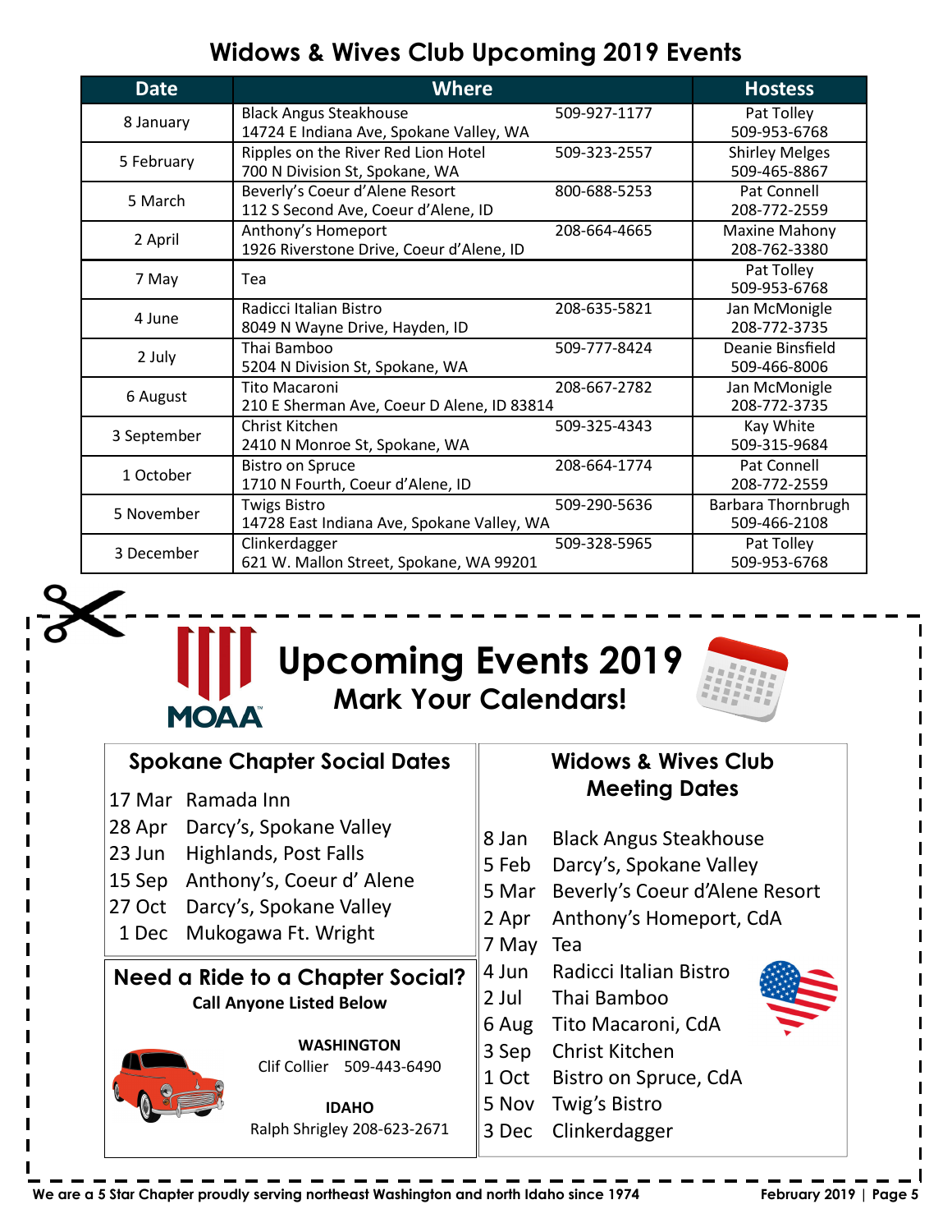## Widows & Wives Club Upcoming 2019 Events

| Date | Where | | Hostess |
|---|---|---|---|
| 8 January | Black Angus Steakhouse<br>14724 E Indiana Ave, Spokane Valley, WA | 509-927-1177 | Pat Tolley<br>509-953-6768 |
| 5 February | Ripples on the River Red Lion Hotel<br>700 N Division St, Spokane, WA | 509-323-2557 | Shirley Melges<br>509-465-8867 |
| 5 March | Beverly's Coeur d'Alene Resort<br>112 S Second Ave, Coeur d'Alene, ID | 800-688-5253 | Pat Connell<br>208-772-2559 |
| 2 April | Anthony's Homeport<br>1926 Riverstone Drive, Coeur d'Alene, ID | 208-664-4665 | Maxine Mahony<br>208-762-3380 |
| 7 May | Tea | | Pat Tolley<br>509-953-6768 |
| 4 June | Radicci Italian Bistro<br>8049 N Wayne Drive, Hayden, ID | 208-635-5821 | Jan McMonigle<br>208-772-3735 |
| 2 July | Thai Bamboo<br>5204 N Division St, Spokane, WA | 509-777-8424 | Deanie Binsfield<br>509-466-8006 |
| 6 August | Tito Macaroni<br>210 E Sherman Ave, Coeur D Alene, ID 83814 | 208-667-2782 | Jan McMonigle<br>208-772-3735 |
| 3 September | Christ Kitchen<br>2410 N Monroe St, Spokane, WA | 509-325-4343 | Kay White<br>509-315-9684 |
| 1 October | Bistro on Spruce<br>1710 N Fourth, Coeur d'Alene, ID | 208-664-1774 | Pat Connell<br>208-772-2559 |
| 5 November | Twigs Bistro<br>14728 East Indiana Ave, Spokane Valley, WA | 509-290-5636 | Barbara Thornbrugh<br>509-466-2108 |
| 3 December | Clinkerdagger<br>621 W. Mallon Street, Spokane, WA 99201 | 509-328-5965 | Pat Tolley<br>509-953-6768 |

MOAA

# Upcoming Events 2019

## Mark Your Calendars!

### Spokane Chapter Social Dates

- 17 Mar Ramada Inn
- 28 Apr Darcy's, Spokane Valley
- 23 Jun Highlands, Post Falls
- 15 Sep Anthony's, Coeur d' Alene
- 27 Oct Darcy's, Spokane Valley
- 1 Dec Mukogawa Ft. Wright

### Need a Ride to a Chapter Social?

**Call Anyone Listed Below**

**WASHINGTON**
Clif Collier 509-443-6490

**IDAHO**
Ralph Shrigley 208-623-2671

### Widows & Wives Club Meeting Dates

- 8 Jan Black Angus Steakhouse
- 5 Feb Darcy's, Spokane Valley
- 5 Mar Beverly's Coeur d'Alene Resort
- 2 Apr Anthony's Homeport, CdA
- 7 May Tea
- 4 Jun Radicci Italian Bistro
- 2 Jul Thai Bamboo
- 6 Aug Tito Macaroni, CdA
- 3 Sep Christ Kitchen
- 1 Oct Bistro on Spruce, CdA
- 5 Nov Twig's Bistro
- 3 Dec Clinkerdagger

We are a 5 Star Chapter proudly serving northeast Washington and north Idaho since 1974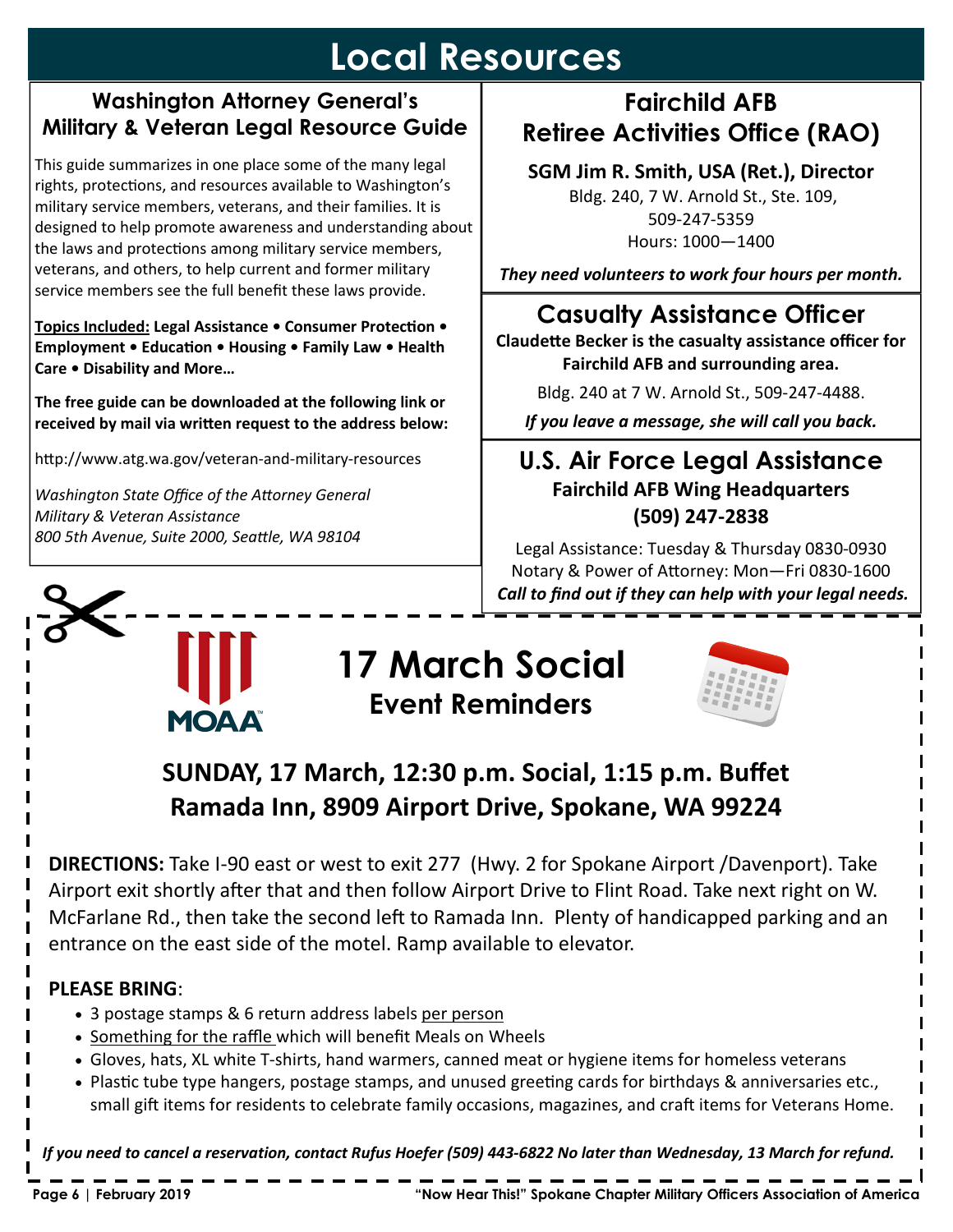# Local Resources

## Washington Attorney General's Military & Veteran Legal Resource Guide

This guide summarizes in one place some of the many legal rights, protections, and resources available to Washington's military service members, veterans, and their families. It is designed to help promote awareness and understanding about the laws and protections among military service members, veterans, and others, to help current and former military service members see the full benefit these laws provide.

**Topics Included:** **Legal Assistance • Consumer Protection • Employment • Education • Housing • Family Law • Health Care • Disability and More…**

**The free guide can be downloaded at the following link or received by mail via written request to the address below:**

http://www.atg.wa.gov/veteran-and-military-resources

*Washington State Office of the Attorney General*
*Military & Veteran Assistance*
*800 5th Avenue, Suite 2000, Seattle, WA 98104*

## Fairchild AFB Retiree Activities Office (RAO)

**SGM Jim R. Smith, USA (Ret.), Director**
Bldg. 240, 7 W. Arnold St., Ste. 109,
509-247-5359
Hours: 1000—1400

***They need volunteers to work four hours per month.***

## Casualty Assistance Officer

**Claudette Becker is the casualty assistance officer for Fairchild AFB and surrounding area.**

Bldg. 240 at 7 W. Arnold St., 509-247-4488.

***If you leave a message, she will call you back.***

## U.S. Air Force Legal Assistance

**Fairchild AFB Wing Headquarters**
**(509) 247-2838**

Legal Assistance: Tuesday & Thursday 0830-0930
Notary & Power of Attorney: Mon—Fri 0830-1600
***Call to find out if they can help with your legal needs.***

# 17 March Social

## Event Reminders

### SUNDAY, 17 March, 12:30 p.m. Social, 1:15 p.m. Buffet
### Ramada Inn, 8909 Airport Drive, Spokane, WA 99224

**DIRECTIONS:** Take I-90 east or west to exit 277 (Hwy. 2 for Spokane Airport /Davenport). Take Airport exit shortly after that and then follow Airport Drive to Flint Road. Take next right on W. McFarlane Rd., then take the second left to Ramada Inn. Plenty of handicapped parking and an entrance on the east side of the motel. Ramp available to elevator.

**PLEASE BRING**:

- 3 postage stamps & 6 return address labels per person
- Something for the raffle which will benefit Meals on Wheels
- Gloves, hats, XL white T-shirts, hand warmers, canned meat or hygiene items for homeless veterans
- Plastic tube type hangers, postage stamps, and unused greeting cards for birthdays & anniversaries etc., small gift items for residents to celebrate family occasions, magazines, and craft items for Veterans Home.

***If you need to cancel a reservation, contact Rufus Hoefer (509) 443-6822 No later than Wednesday, 13 March for refund.***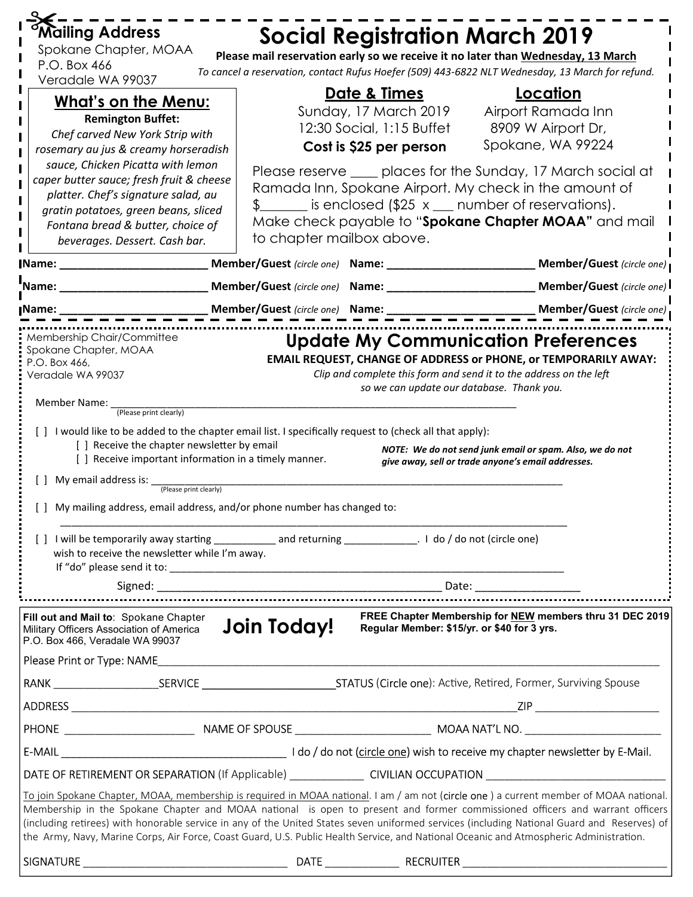## Mailing Address

Spokane Chapter, MOAA
P.O. Box 466
Veradale WA 99037

# Social Registration March 2019

**Please mail reservation early so we receive it no later than Wednesday, 13 March**

*To cancel a reservation, contact Rufus Hoefer (509) 443-6822 NLT Wednesday, 13 March for refund.*

### What's on the Menu:

**Remington Buffet:**

*Chef carved New York Strip with rosemary au jus & creamy horseradish sauce, Chicken Picatta with lemon caper butter sauce; fresh fruit & cheese platter. Chef's signature salad, au gratin potatoes, green beans, sliced Fontana bread & butter, choice of beverages. Dessert. Cash bar.*

### Date & Times

Sunday, 17 March 2019
12:30 Social, 1:15 Buffet
**Cost is $25 per person**

### Location

Airport Ramada Inn
8909 W Airport Dr,
Spokane, WA 99224

Please reserve ____ places for the Sunday, 17 March social at Ramada Inn, Spokane Airport. My check in the amount of $_______ is enclosed ($25 x ___ number of reservations). Make check payable to "**Spokane Chapter MOAA"** and mail to chapter mailbox above.

**Name:** ______________________ **Member/Guest** *(circle one)* **Name:** ______________________ **Member/Guest** *(circle one)*

**Name:** ______________________ **Member/Guest** *(circle one)* **Name:** ______________________ **Member/Guest** *(circle one)*

**Name:** ______________________ **Member/Guest** *(circle one)* **Name:** ______________________ **Member/Guest** *(circle one)*

---

Membership Chair/Committee
Spokane Chapter, MOAA
P.O. Box 466,
Veradale WA 99037

## Update My Communication Preferences

**EMAIL REQUEST, CHANGE OF ADDRESS or PHONE, or TEMPORARILY AWAY:**

*Clip and complete this form and send it to the address on the left so we can update our database. Thank you.*

Member Name: ____________________________________________
(Please print clearly)

[ ] I would like to be added to the chapter email list. I specifically request to (check all that apply):

- [ ] Receive the chapter newsletter by email
- [ ] Receive important information in a timely manner.

***NOTE: We do not send junk email or spam. Also, we do not give away, sell or trade anyone's email addresses.***

[ ] My email address is: ____________________________________________
(Please print clearly)

[ ] My mailing address, email address, and/or phone number has changed to:

____________________________________________

[ ] I will be temporarily away starting __________ and returning ____________. I do / do not (circle one) wish to receive the newsletter while I'm away.
If "do" please send it to: ____________________________________________

Signed: ______________________________ Date: ______________

---

**Fill out and Mail to**: Spokane Chapter Military Officers Association of America P.O. Box 466, Veradale WA 99037

# Join Today!

**FREE Chapter Membership for NEW members thru 31 DEC 2019**
**Regular Member: $15/yr. or $40 for 3 yrs.**

Please Print or Type: NAME____________________________________________

RANK ______________SERVICE ________________STATUS (Circle one): Active, Retired, Former, Surviving Spouse

ADDRESS ____________________________________________ZIP ______________

PHONE ______________ NAME OF SPOUSE ______________ MOAA NAT'L NO. ______________

E-MAIL ______________________________ I do / do not (circle one) wish to receive my chapter newsletter by E-Mail.

DATE OF RETIREMENT OR SEPARATION (If Applicable) __________ CIVILIAN OCCUPATION ______________________

To join Spokane Chapter, MOAA, membership is required in MOAA national. I am / am not (circle one ) a current member of MOAA national. Membership in the Spokane Chapter and MOAA national is open to present and former commissioned officers and warrant officers (including retirees) with honorable service in any of the United States seven uniformed services (including National Guard and Reserves) of the Army, Navy, Marine Corps, Air Force, Coast Guard, U.S. Public Health Service, and National Oceanic and Atmospheric Administration.

SIGNATURE ______________________________ DATE __________ RECRUITER ______________________________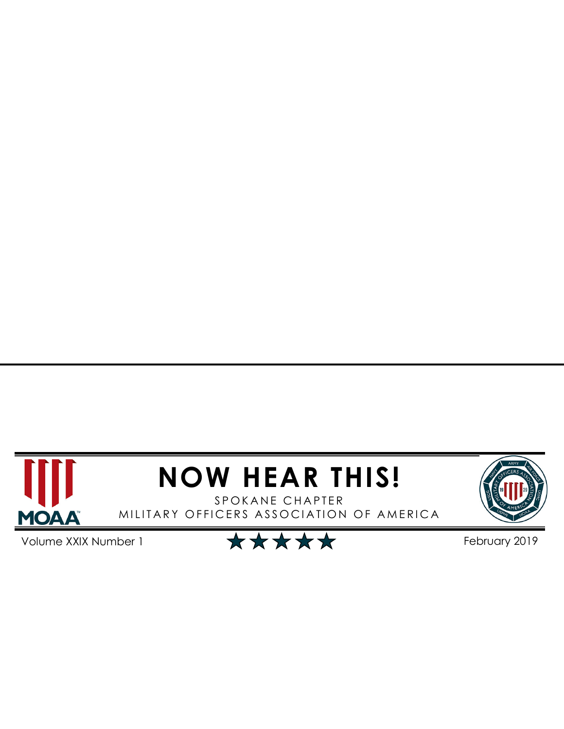# NOW HEAR THIS!

SPOKANE CHAPTER

MILITARY OFFICERS ASSOCIATION OF AMERICA

Volume XXIX Number 1 ★★★★★ February 2019